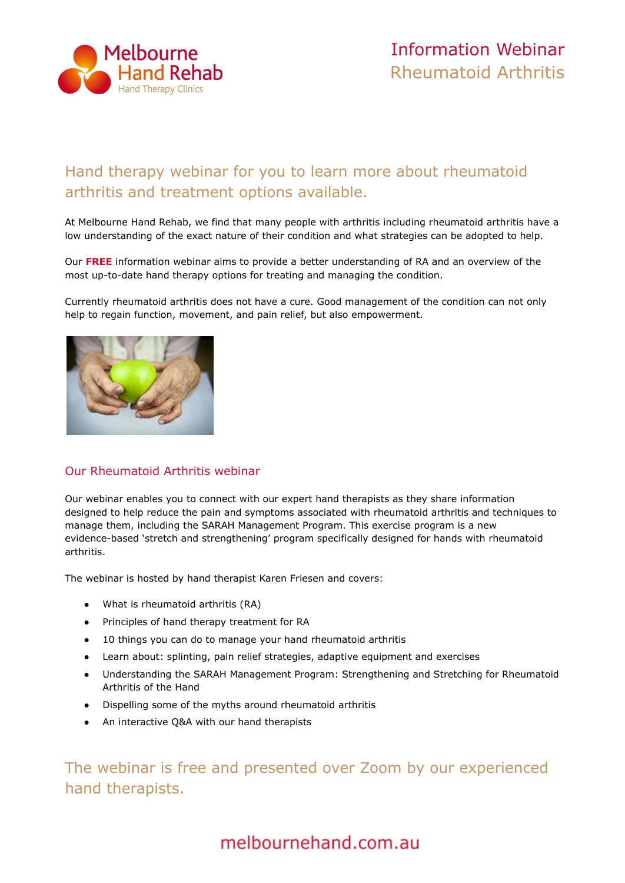Melbourne Hand Rehab
Hand Therapy Clinics

# Information Webinar
# Rheumatoid Arthritis

## Hand therapy webinar for you to learn more about rheumatoid arthritis and treatment options available.

At Melbourne Hand Rehab, we find that many people with arthritis including rheumatoid arthritis have a low understanding of the exact nature of their condition and what strategies can be adopted to help.

Our **FREE** information webinar aims to provide a better understanding of RA and an overview of the most up-to-date hand therapy options for treating and managing the condition.

Currently rheumatoid arthritis does not have a cure. Good management of the condition can not only help to regain function, movement, and pain relief, but also empowerment.

### Our Rheumatoid Arthritis webinar

Our webinar enables you to connect with our expert hand therapists as they share information designed to help reduce the pain and symptoms associated with rheumatoid arthritis and techniques to manage them, including the SARAH Management Program. This exercise program is a new evidence-based 'stretch and strengthening' program specifically designed for hands with rheumatoid arthritis.

The webinar is hosted by hand therapist Karen Friesen and covers:

- What is rheumatoid arthritis (RA)
- Principles of hand therapy treatment for RA
- 10 things you can do to manage your hand rheumatoid arthritis
- Learn about: splinting, pain relief strategies, adaptive equipment and exercises
- Understanding the SARAH Management Program: Strengthening and Stretching for Rheumatoid Arthritis of the Hand
- Dispelling some of the myths around rheumatoid arthritis
- An interactive Q&A with our hand therapists

## The webinar is free and presented over Zoom by our experienced hand therapists.

melbournehand.com.au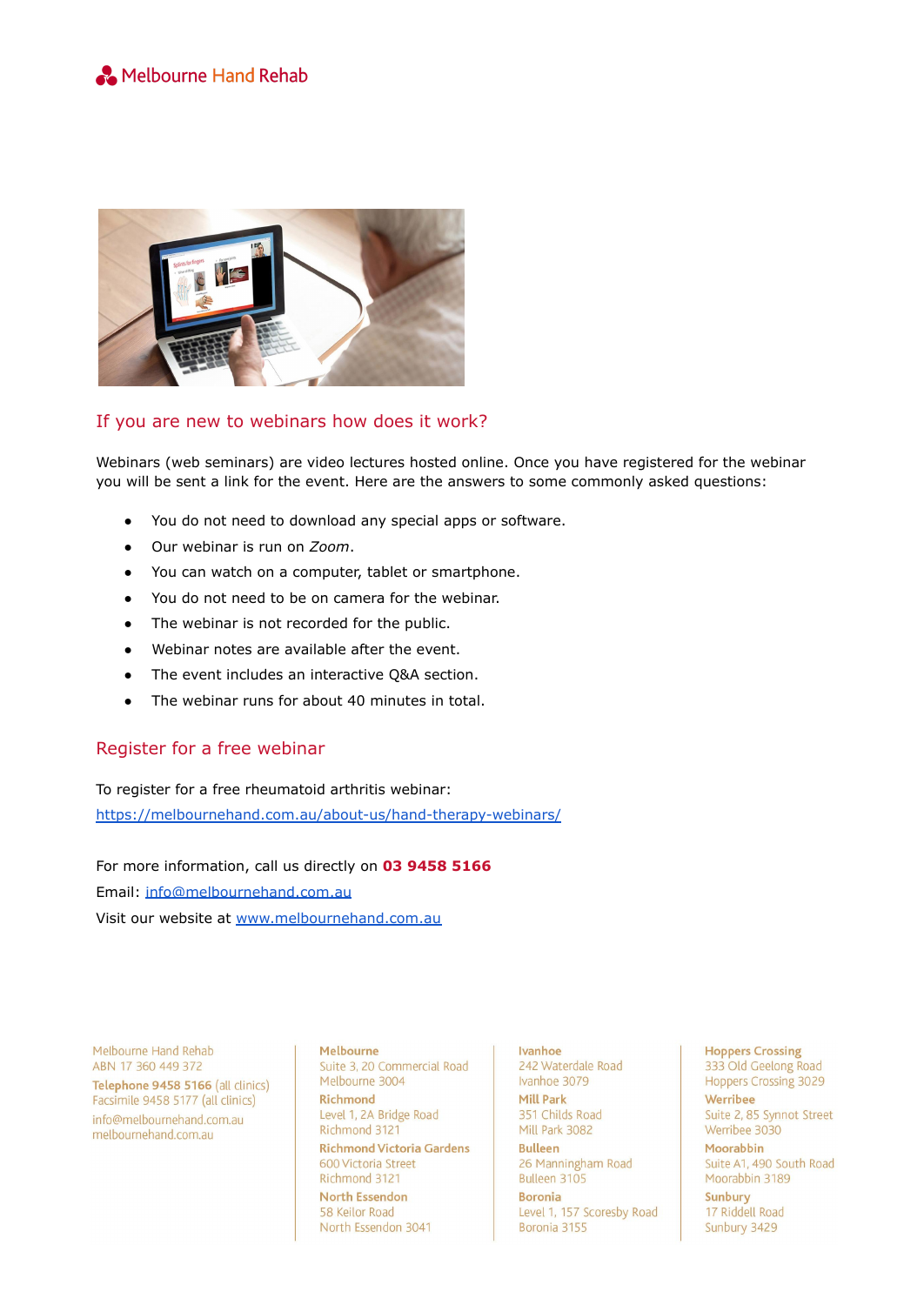## If you are new to webinars how does it work?

Webinars (web seminars) are video lectures hosted online. Once you have registered for the webinar you will be sent a link for the event. Here are the answers to some commonly asked questions:

- You do not need to download any special apps or software.
- Our webinar is run on *Zoom*.
- You can watch on a computer, tablet or smartphone.
- You do not need to be on camera for the webinar.
- The webinar is not recorded for the public.
- Webinar notes are available after the event.
- The event includes an interactive Q&A section.
- The webinar runs for about 40 minutes in total.

## Register for a free webinar

To register for a free rheumatoid arthritis webinar:
https://melbournehand.com.au/about-us/hand-therapy-webinars/

For more information, call us directly on **03 9458 5166**

Email: info@melbournehand.com.au

Visit our website at www.melbournehand.com.au

Melbourne Hand Rehab
ABN 17 360 449 372
**Telephone 9458 5166** (all clinics)
Facsimile 9458 5177 (all clinics)
info@melbournehand.com.au
melbournehand.com.au

**Melbourne**
Suite 3, 20 Commercial Road
Melbourne 3004

**Richmond**
Level 1, 2A Bridge Road
Richmond 3121

**Richmond Victoria Gardens**
600 Victoria Street
Richmond 3121

**North Essendon**
58 Keilor Road
North Essendon 3041

**Ivanhoe**
242 Waterdale Road
Ivanhoe 3079

**Mill Park**
351 Childs Road
Mill Park 3082

**Bulleen**
26 Manningham Road
Bulleen 3105

**Boronia**
Level 1, 157 Scoresby Road
Boronia 3155

**Hoppers Crossing**
333 Old Geelong Road
Hoppers Crossing 3029

**Werribee**
Suite 2, 85 Synnot Street
Werribee 3030

**Moorabbin**
Suite A1, 490 South Road
Moorabbin 3189

**Sunbury**
17 Riddell Road
Sunbury 3429